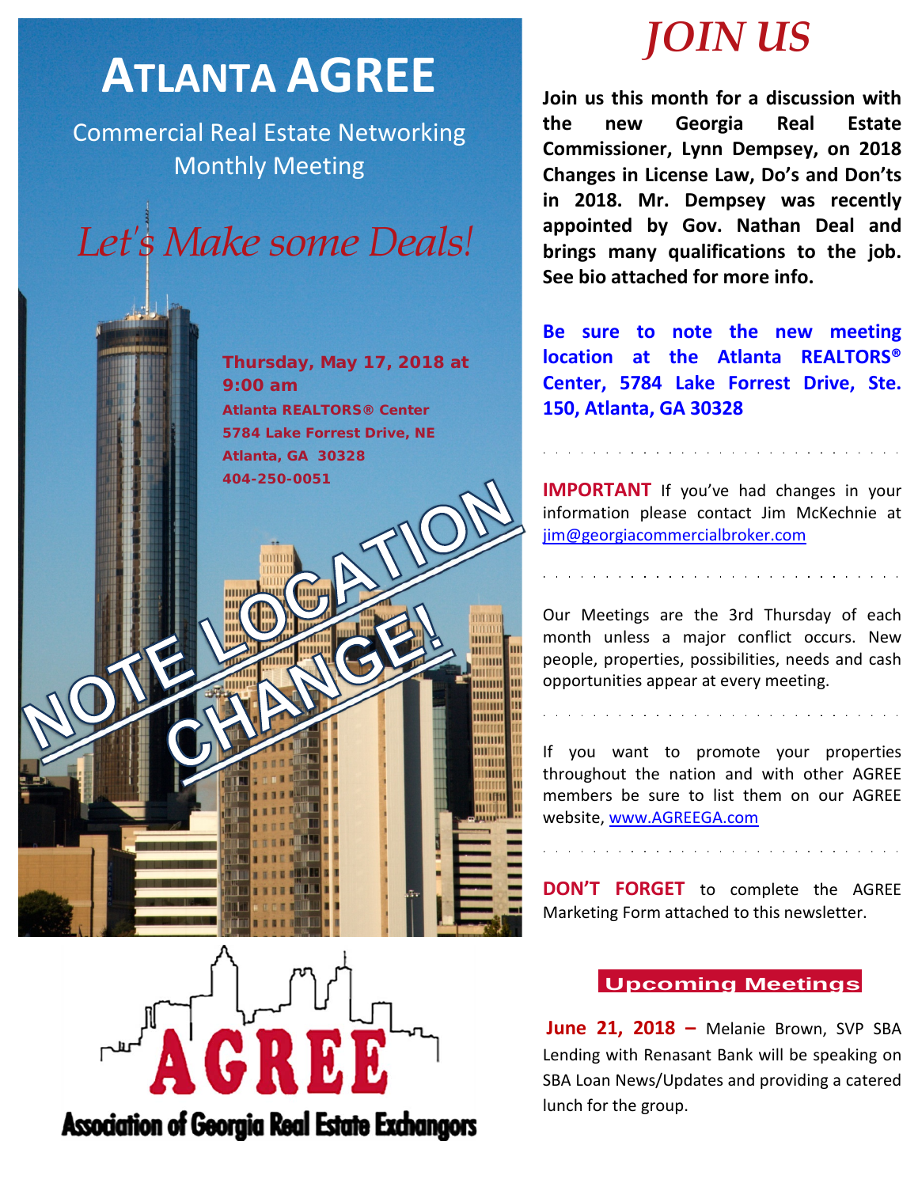# ATLANTA AGREE

Commercial Real Estate Networking Monthly Meeting

*Let's Make some Deals!*

**Thursday, May 17, 2018 at 9:00 am**

**Atlanta REALTORS® Center**
**5784 Lake Forrest Drive, NE**
**Atlanta, GA 30328**
**404-250-0051**

**NOTE LOCATION CHANGE!**

AGREE
Association of Georgia Real Estate Exchangors

# *JOIN US*

**Join us this month for a discussion with the new Georgia Real Estate Commissioner, Lynn Dempsey, on 2018 Changes in License Law, Do's and Don'ts in 2018. Mr. Dempsey was recently appointed by Gov. Nathan Deal and brings many qualifications to the job. See bio attached for more info.**

**Be sure to note the new meeting location at the Atlanta REALTORS® Center, 5784 Lake Forrest Drive, Ste. 150, Atlanta, GA 30328**

**IMPORTANT** If you've had changes in your information please contact Jim McKechnie at jim@georgiacommercialbroker.com

Our Meetings are the 3rd Thursday of each month unless a major conflict occurs. New people, properties, possibilities, needs and cash opportunities appear at every meeting.

If you want to promote your properties throughout the nation and with other AGREE members be sure to list them on our AGREE website, www.AGREEGA.com

**DON'T FORGET** to complete the AGREE Marketing Form attached to this newsletter.

## Upcoming Meetings

**June 21, 2018 –** Melanie Brown, SVP SBA Lending with Renasant Bank will be speaking on SBA Loan News/Updates and providing a catered lunch for the group.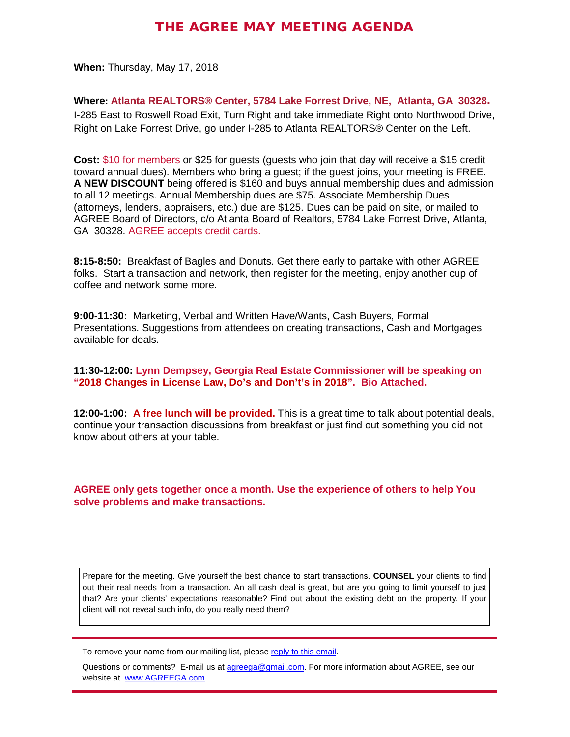# THE AGREE MAY MEETING AGENDA

**When:** Thursday, May 17, 2018

**Where: Atlanta REALTORS® Center, 5784 Lake Forrest Drive, NE, Atlanta, GA 30328.**
I-285 East to Roswell Road Exit, Turn Right and take immediate Right onto Northwood Drive, Right on Lake Forrest Drive, go under I-285 to Atlanta REALTORS® Center on the Left.

**Cost:** $10 for members or $25 for guests (guests who join that day will receive a $15 credit toward annual dues). Members who bring a guest; if the guest joins, your meeting is FREE. **A NEW DISCOUNT** being offered is $160 and buys annual membership dues and admission to all 12 meetings. Annual Membership dues are $75. Associate Membership Dues (attorneys, lenders, appraisers, etc.) due are $125. Dues can be paid on site, or mailed to AGREE Board of Directors, c/o Atlanta Board of Realtors, 5784 Lake Forrest Drive, Atlanta, GA 30328. AGREE accepts credit cards.

**8:15-8:50:** Breakfast of Bagles and Donuts. Get there early to partake with other AGREE folks. Start a transaction and network, then register for the meeting, enjoy another cup of coffee and network some more.

**9:00-11:30:** Marketing, Verbal and Written Have/Wants, Cash Buyers, Formal Presentations. Suggestions from attendees on creating transactions, Cash and Mortgages available for deals.

**11:30-12:00: Lynn Dempsey, Georgia Real Estate Commissioner will be speaking on "2018 Changes in License Law, Do's and Don't's in 2018". Bio Attached.**

**12:00-1:00: A free lunch will be provided.** This is a great time to talk about potential deals, continue your transaction discussions from breakfast or just find out something you did not know about others at your table.

**AGREE only gets together once a month. Use the experience of others to help You solve problems and make transactions.**

Prepare for the meeting. Give yourself the best chance to start transactions. **COUNSEL** your clients to find out their real needs from a transaction. An all cash deal is great, but are you going to limit yourself to just that? Are your clients' expectations reasonable? Find out about the existing debt on the property. If your client will not reveal such info, do you really need them?

To remove your name from our mailing list, please reply to this email.

Questions or comments? E-mail us at agreega@gmail.com. For more information about AGREE, see our website at www.AGREEGA.com.